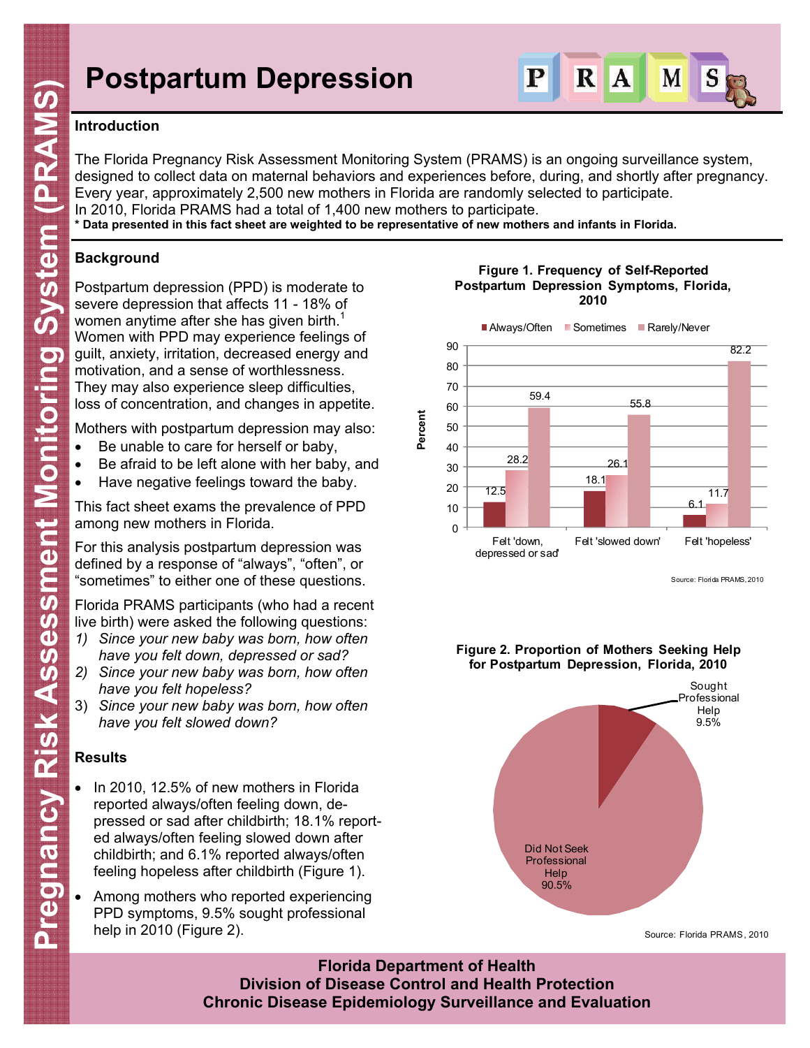# Postpartum Depression

P R A M S

## Introduction

The Florida Pregnancy Risk Assessment Monitoring System (PRAMS) is an ongoing surveillance system, designed to collect data on maternal behaviors and experiences before, during, and shortly after pregnancy. Every year, approximately 2,500 new mothers in Florida are randomly selected to participate. In 2010, Florida PRAMS had a total of 1,400 new mothers to participate.

**\* Data presented in this fact sheet are weighted to be representative of new mothers and infants in Florida.**

## Background

Postpartum depression (PPD) is moderate to severe depression that affects 11 - 18% of women anytime after she has given birth.[1] Women with PPD may experience feelings of guilt, anxiety, irritation, decreased energy and motivation, and a sense of worthlessness. They may also experience sleep difficulties, loss of concentration, and changes in appetite.

Mothers with postpartum depression may also:

- Be unable to care for herself or baby,
- Be afraid to be left alone with her baby, and
- Have negative feelings toward the baby.

This fact sheet exams the prevalence of PPD among new mothers in Florida.

For this analysis postpartum depression was defined by a response of "always", "often", or "sometimes" to either one of these questions.

Florida PRAMS participants (who had a recent live birth) were asked the following questions:

1) *Since your new baby was born, how often have you felt down, depressed or sad?*
2) *Since your new baby was born, how often have you felt hopeless?*
3) *Since your new baby was born, how often have you felt slowed down?*

**Figure 1. Frequency of Self-Reported Postpartum Depression Symptoms, Florida, 2010**

Always/Often
Sometimes
Rarely/Never

Percent

90
80
70
60
50
40
30
20
10
0

12.5
28.2
59.4
18.1
26.1
55.8
6.1
11.7
82.2

Felt 'down, depressed or sad'
Felt 'slowed down'
Felt 'hopeless'

Source: Florida PRAMS, 2010

**Figure 2. Proportion of Mothers Seeking Help for Postpartum Depression, Florida, 2010**

Sought Professional Help 9.5%

Did Not Seek Professional Help 90.5%

Source: Florida PRAMS, 2010

## Results

- In 2010, 12.5% of new mothers in Florida reported always/often feeling down, depressed or sad after childbirth; 18.1% reported always/often feeling slowed down after childbirth; and 6.1% reported always/often feeling hopeless after childbirth (Figure 1).
- Among mothers who reported experiencing PPD symptoms, 9.5% sought professional help in 2010 (Figure 2).

**Florida Department of Health**
**Division of Disease Control and Health Protection**
**Chronic Disease Epidemiology Surveillance and Evaluation**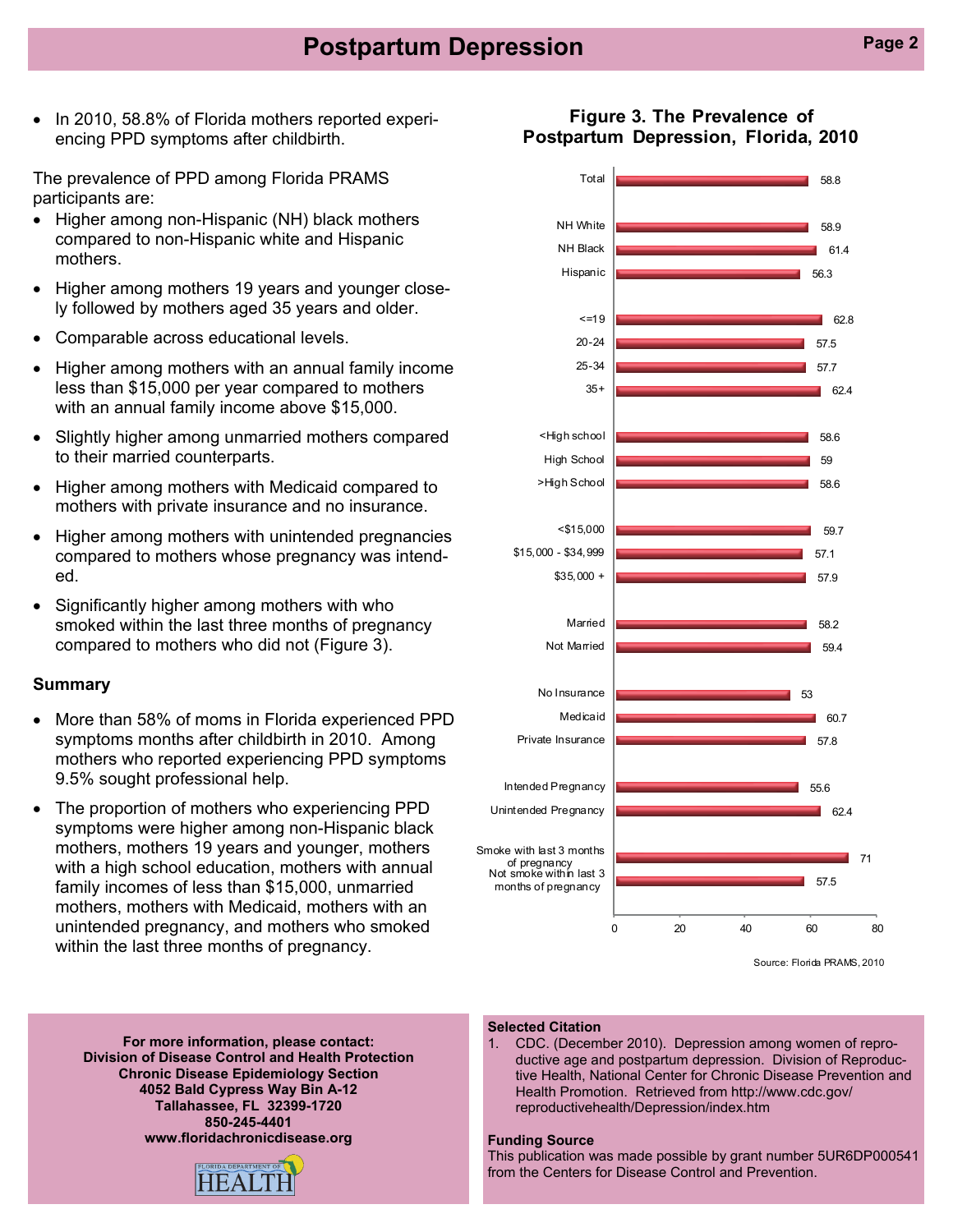# Postpartum Depression

- In 2010, 58.8% of Florida mothers reported experiencing PPD symptoms after childbirth.

The prevalence of PPD among Florida PRAMS participants are:

- Higher among non-Hispanic (NH) black mothers compared to non-Hispanic white and Hispanic mothers.
- Higher among mothers 19 years and younger closely followed by mothers aged 35 years and older.
- Comparable across educational levels.
- Higher among mothers with an annual family income less than $15,000 per year compared to mothers with an annual family income above $15,000.
- Slightly higher among unmarried mothers compared to their married counterparts.
- Higher among mothers with Medicaid compared to mothers with private insurance and no insurance.
- Higher among mothers with unintended pregnancies compared to mothers whose pregnancy was intended.
- Significantly higher among mothers with who smoked within the last three months of pregnancy compared to mothers who did not (Figure 3).

## Summary

- More than 58% of moms in Florida experienced PPD symptoms months after childbirth in 2010. Among mothers who reported experiencing PPD symptoms 9.5% sought professional help.
- The proportion of mothers who experiencing PPD symptoms were higher among non-Hispanic black mothers, mothers 19 years and younger, mothers with a high school education, mothers with annual family incomes of less than $15,000, unmarried mothers, mothers with Medicaid, mothers with an unintended pregnancy, and mothers who smoked within the last three months of pregnancy.

**Figure 3. The Prevalence of Postpartum Depression, Florida, 2010**

Total 58.8
NH White 58.9
NH Black 61.4
Hispanic 56.3
<=19 62.8
20-24 57.5
25-34 57.7
35+ 62.4
<High school 58.6
High School 59
>High School 58.6
<$15,000 59.7
$15,000 - $34,999 57.1
$35,000 + 57.9
Married 58.2
Not Married 59.4
No Insurance 53
Medicaid 60.7
Private Insurance 57.8
Intended Pregnancy 55.6
Unintended Pregnancy 62.4
Smoke with last 3 months of pregnancy 71
Not smoke within last 3 months of pregnancy 57.5

0 20 40 60 80

Source: Florida PRAMS, 2010

**For more information, please contact:**
**Division of Disease Control and Health Protection**
**Chronic Disease Epidemiology Section**
**4052 Bald Cypress Way Bin A-12**
**Tallahassee, FL 32399-1720**
**850-245-4401**
**www.floridachronicdisease.org**

FLORIDA DEPARTMENT OF HEALTH

**Selected Citation**

1. CDC. (December 2010). Depression among women of reproductive age and postpartum depression. Division of Reproductive Health, National Center for Chronic Disease Prevention and Health Promotion. Retrieved from http://www.cdc.gov/reproductivehealth/Depression/index.htm

**Funding Source**

This publication was made possible by grant number 5UR6DP000541 from the Centers for Disease Control and Prevention.